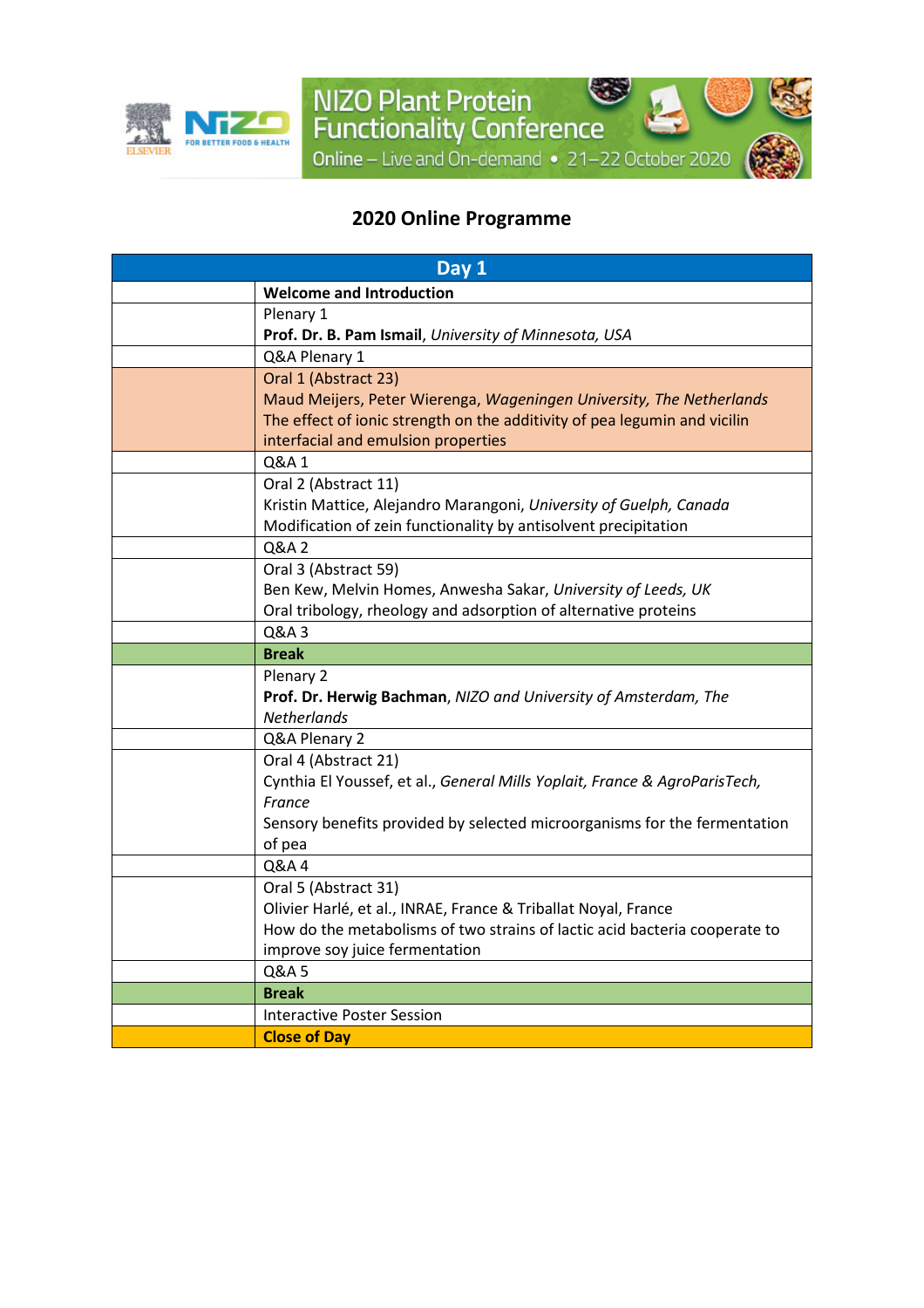NIZO Plant Protein Functionality Conference

Online – Live and On-demand • 21–22 October 2020

## 2020 Online Programme

| Day 1 | |
|---|---|
| | **Welcome and Introduction** |
| | Plenary 1<br>**Prof. Dr. B. Pam Ismail**, *University of Minnesota, USA* |
| | Q&A Plenary 1 |
| | Oral 1 (Abstract 23)<br>Maud Meijers, Peter Wierenga, *Wageningen University, The Netherlands*<br>The effect of ionic strength on the additivity of pea legumin and vicilin interfacial and emulsion properties |
| | Q&A 1 |
| | Oral 2 (Abstract 11)<br>Kristin Mattice, Alejandro Marangoni, *University of Guelph, Canada*<br>Modification of zein functionality by antisolvent precipitation |
| | Q&A 2 |
| | Oral 3 (Abstract 59)<br>Ben Kew, Melvin Homes, Anwesha Sakar, *University of Leeds, UK*<br>Oral tribology, rheology and adsorption of alternative proteins |
| | Q&A 3 |
| | **Break** |
| | Plenary 2<br>**Prof. Dr. Herwig Bachman**, *NIZO and University of Amsterdam, The Netherlands* |
| | Q&A Plenary 2 |
| | Oral 4 (Abstract 21)<br>Cynthia El Youssef, et al., *General Mills Yoplait, France & AgroParisTech, France*<br>Sensory benefits provided by selected microorganisms for the fermentation of pea |
| | Q&A 4 |
| | Oral 5 (Abstract 31)<br>Olivier Harlé, et al., INRAE, France & Triballat Noyal, France<br>How do the metabolisms of two strains of lactic acid bacteria cooperate to improve soy juice fermentation |
| | Q&A 5 |
| | **Break** |
| | Interactive Poster Session |
| | **Close of Day** |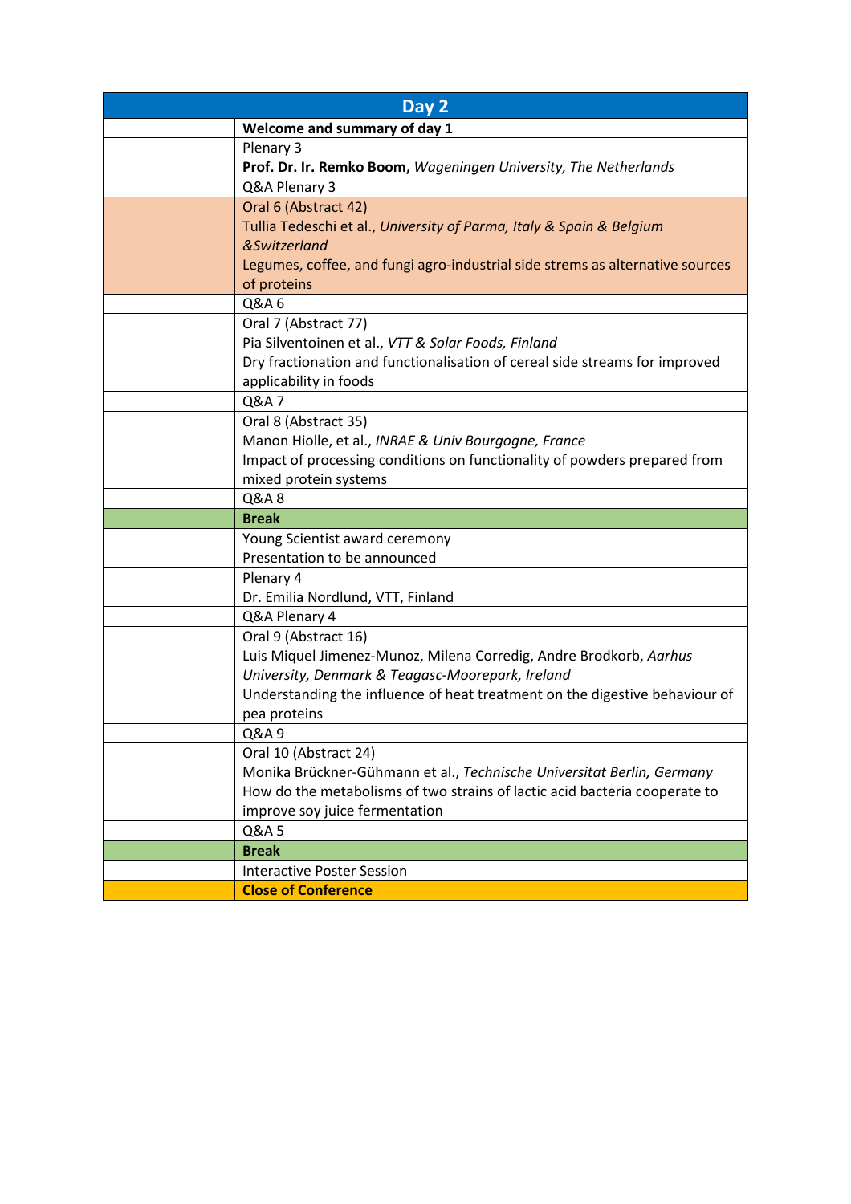| Day 2 | |
|---|---|
| | **Welcome and summary of day 1** |
| | Plenary 3<br>**Prof. Dr. Ir. Remko Boom,** *Wageningen University, The Netherlands* |
| | Q&A Plenary 3 |
| | Oral 6 (Abstract 42)<br>Tullia Tedeschi et al., *University of Parma, Italy & Spain & Belgium &Switzerland*<br>Legumes, coffee, and fungi agro-industrial side strems as alternative sources of proteins |
| | Q&A 6 |
| | Oral 7 (Abstract 77)<br>Pia Silventoinen et al., *VTT & Solar Foods, Finland*<br>Dry fractionation and functionalisation of cereal side streams for improved applicability in foods |
| | Q&A 7 |
| | Oral 8 (Abstract 35)<br>Manon Hiolle, et al., *INRAE & Univ Bourgogne, France*<br>Impact of processing conditions on functionality of powders prepared from mixed protein systems |
| | Q&A 8 |
| | **Break** |
| | Young Scientist award ceremony<br>Presentation to be announced |
| | Plenary 4<br>Dr. Emilia Nordlund, VTT, Finland |
| | Q&A Plenary 4 |
| | Oral 9 (Abstract 16)<br>Luis Miquel Jimenez-Munoz, Milena Corredig, Andre Brodkorb, *Aarhus University, Denmark & Teagasc-Moorepark, Ireland*<br>Understanding the influence of heat treatment on the digestive behaviour of pea proteins |
| | Q&A 9 |
| | Oral 10 (Abstract 24)<br>Monika Brückner-Gühmann et al., *Technische Universitat Berlin, Germany*<br>How do the metabolisms of two strains of lactic acid bacteria cooperate to improve soy juice fermentation |
| | Q&A 5 |
| | **Break** |
| | Interactive Poster Session |
| | **Close of Conference** |